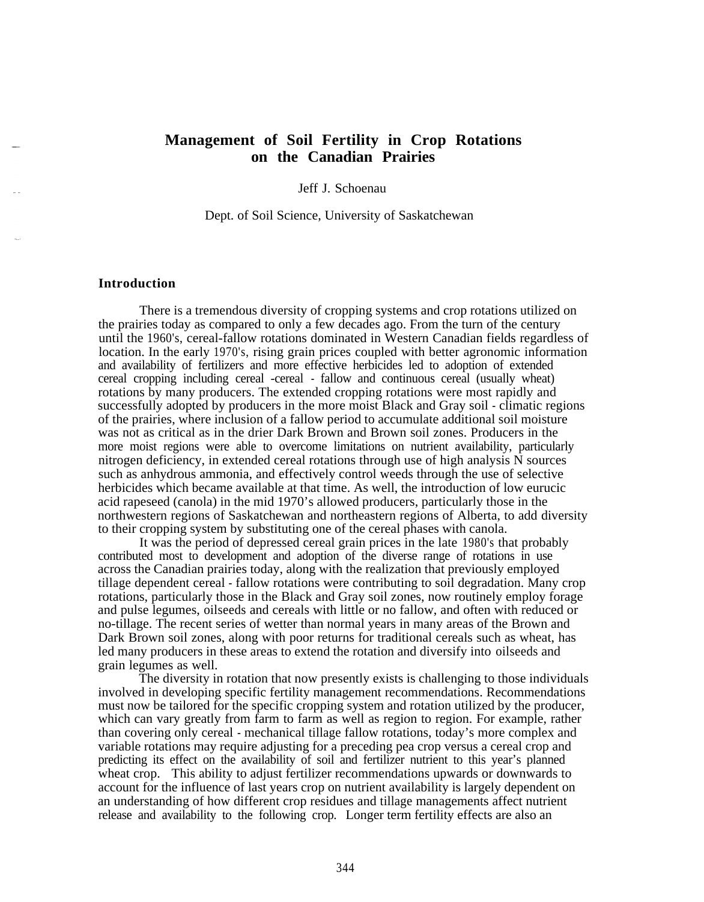# Management of Soil Fertility in Crop Rotations on the Canadian Prairies

Jeff J. Schoenau

Dept. of Soil Science, University of Saskatchewan

## Introduction

There is a tremendous diversity of cropping systems and crop rotations utilized on the prairies today as compared to only a few decades ago. From the turn of the century until the 1960's, cereal-fallow rotations dominated in Western Canadian fields regardless of location. In the early 1970's, rising grain prices coupled with better agronomic information and availability of fertilizers and more effective herbicides led to adoption of extended cereal cropping including cereal -cereal - fallow and continuous cereal (usually wheat) rotations by many producers. The extended cropping rotations were most rapidly and successfully adopted by producers in the more moist Black and Gray soil - climatic regions of the prairies, where inclusion of a fallow period to accumulate additional soil moisture was not as critical as in the drier Dark Brown and Brown soil zones. Producers in the more moist regions were able to overcome limitations on nutrient availability, particularly nitrogen deficiency, in extended cereal rotations through use of high analysis N sources such as anhydrous ammonia, and effectively control weeds through the use of selective herbicides which became available at that time. As well, the introduction of low eurucic acid rapeseed (canola) in the mid 1970's allowed producers, particularly those in the northwestern regions of Saskatchewan and northeastern regions of Alberta, to add diversity to their cropping system by substituting one of the cereal phases with canola.

It was the period of depressed cereal grain prices in the late 1980's that probably contributed most to development and adoption of the diverse range of rotations in use across the Canadian prairies today, along with the realization that previously employed tillage dependent cereal - fallow rotations were contributing to soil degradation. Many crop rotations, particularly those in the Black and Gray soil zones, now routinely employ forage and pulse legumes, oilseeds and cereals with little or no fallow, and often with reduced or no-tillage. The recent series of wetter than normal years in many areas of the Brown and Dark Brown soil zones, along with poor returns for traditional cereals such as wheat, has led many producers in these areas to extend the rotation and diversify into oilseeds and grain legumes as well.

The diversity in rotation that now presently exists is challenging to those individuals involved in developing specific fertility management recommendations. Recommendations must now be tailored for the specific cropping system and rotation utilized by the producer, which can vary greatly from farm to farm as well as region to region. For example, rather than covering only cereal - mechanical tillage fallow rotations, today's more complex and variable rotations may require adjusting for a preceding pea crop versus a cereal crop and predicting its effect on the availability of soil and fertilizer nutrient to this year's planned wheat crop. This ability to adjust fertilizer recommendations upwards or downwards to account for the influence of last years crop on nutrient availability is largely dependent on an understanding of how different crop residues and tillage managements affect nutrient release and availability to the following crop. Longer term fertility effects are also an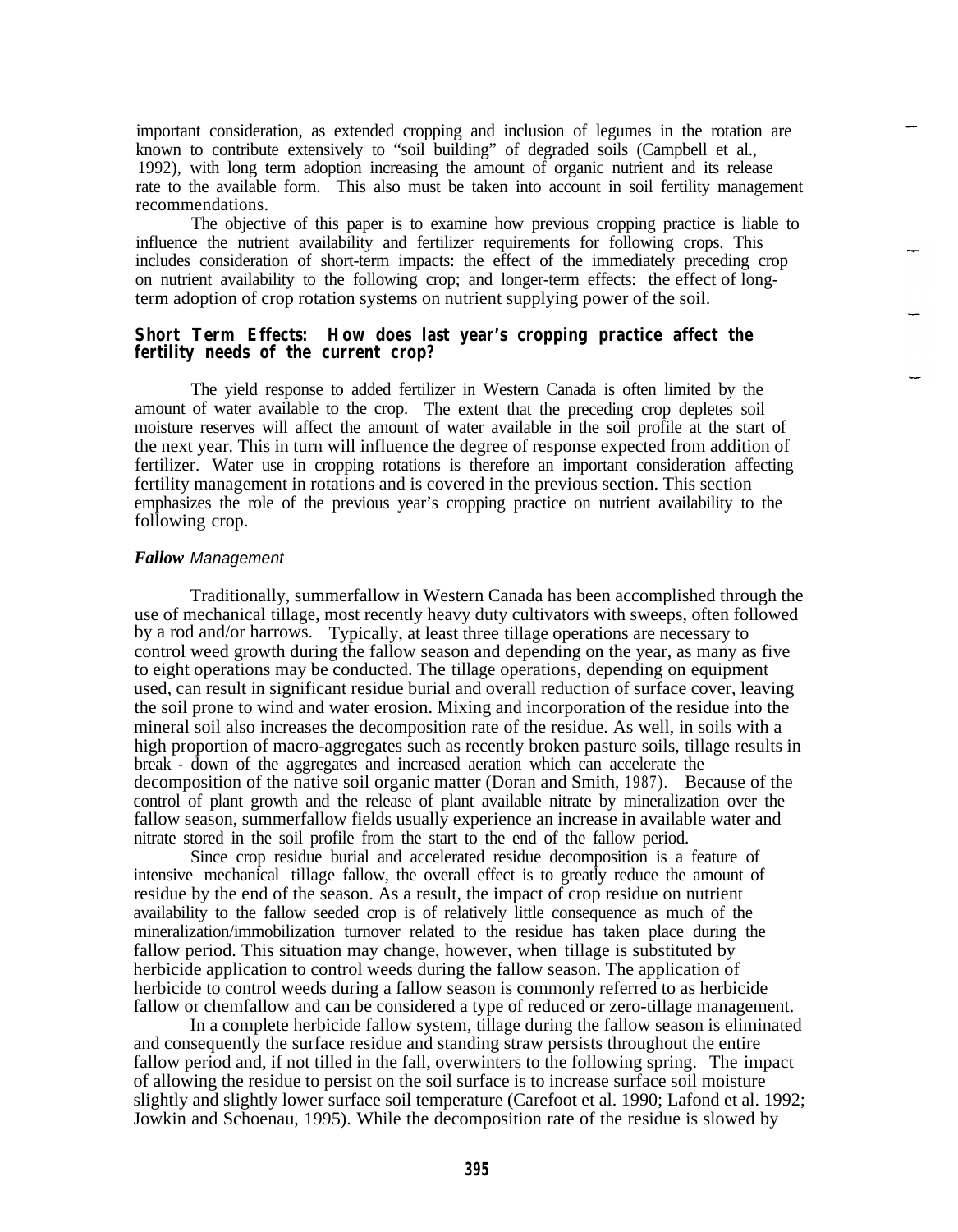important consideration, as extended cropping and inclusion of legumes in the rotation are known to contribute extensively to "soil building" of degraded soils (Campbell et al., 1992), with long term adoption increasing the amount of organic nutrient and its release rate to the available form. This also must be taken into account in soil fertility management recommendations.

The objective of this paper is to examine how previous cropping practice is liable to influence the nutrient availability and fertilizer requirements for following crops. This includes consideration of short-term impacts: the effect of the immediately preceding crop on nutrient availability to the following crop; and longer-term effects: the effect of long-term adoption of crop rotation systems on nutrient supplying power of the soil.

## Short Term Effects: How does last year's cropping practice affect the fertility needs of the current crop?

The yield response to added fertilizer in Western Canada is often limited by the amount of water available to the crop. The extent that the preceding crop depletes soil moisture reserves will affect the amount of water available in the soil profile at the start of the next year. This in turn will influence the degree of response expected from addition of fertilizer. Water use in cropping rotations is therefore an important consideration affecting fertility management in rotations and is covered in the previous section. This section emphasizes the role of the previous year's cropping practice on nutrient availability to the following crop.

### *Fallow Management*

Traditionally, summerfallow in Western Canada has been accomplished through the use of mechanical tillage, most recently heavy duty cultivators with sweeps, often followed by a rod and/or harrows. Typically, at least three tillage operations are necessary to control weed growth during the fallow season and depending on the year, as many as five to eight operations may be conducted. The tillage operations, depending on equipment used, can result in significant residue burial and overall reduction of surface cover, leaving the soil prone to wind and water erosion. Mixing and incorporation of the residue into the mineral soil also increases the decomposition rate of the residue. As well, in soils with a high proportion of macro-aggregates such as recently broken pasture soils, tillage results in break - down of the aggregates and increased aeration which can accelerate the decomposition of the native soil organic matter (Doran and Smith, 1987). Because of the control of plant growth and the release of plant available nitrate by mineralization over the fallow season, summerfallow fields usually experience an increase in available water and nitrate stored in the soil profile from the start to the end of the fallow period.

Since crop residue burial and accelerated residue decomposition is a feature of intensive mechanical tillage fallow, the overall effect is to greatly reduce the amount of residue by the end of the season. As a result, the impact of crop residue on nutrient availability to the fallow seeded crop is of relatively little consequence as much of the mineralization/immobilization turnover related to the residue has taken place during the fallow period. This situation may change, however, when tillage is substituted by herbicide application to control weeds during the fallow season. The application of herbicide to control weeds during a fallow season is commonly referred to as herbicide fallow or chemfallow and can be considered a type of reduced or zero-tillage management.

In a complete herbicide fallow system, tillage during the fallow season is eliminated and consequently the surface residue and standing straw persists throughout the entire fallow period and, if not tilled in the fall, overwinters to the following spring. The impact of allowing the residue to persist on the soil surface is to increase surface soil moisture slightly and slightly lower surface soil temperature (Carefoot et al. 1990; Lafond et al. 1992; Jowkin and Schoenau, 1995). While the decomposition rate of the residue is slowed by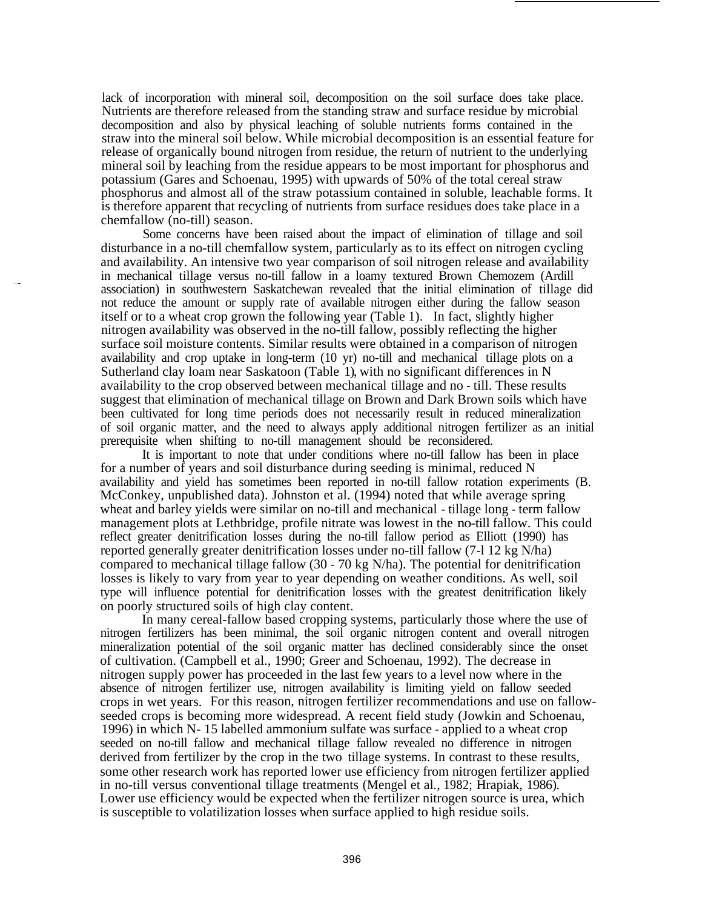lack of incorporation with mineral soil, decomposition on the soil surface does take place. Nutrients are therefore released from the standing straw and surface residue by microbial decomposition and also by physical leaching of soluble nutrients forms contained in the straw into the mineral soil below. While microbial decomposition is an essential feature for release of organically bound nitrogen from residue, the return of nutrient to the underlying mineral soil by leaching from the residue appears to be most important for phosphorus and potassium (Gares and Schoenau, 1995) with upwards of 50% of the total cereal straw phosphorus and almost all of the straw potassium contained in soluble, leachable forms. It is therefore apparent that recycling of nutrients from surface residues does take place in a chemfallow (no-till) season.

Some concerns have been raised about the impact of elimination of tillage and soil disturbance in a no-till chemfallow system, particularly as to its effect on nitrogen cycling and availability. An intensive two year comparison of soil nitrogen release and availability in mechanical tillage versus no-till fallow in a loamy textured Brown Chemozem (Ardill association) in southwestern Saskatchewan revealed that the initial elimination of tillage did not reduce the amount or supply rate of available nitrogen either during the fallow season itself or to a wheat crop grown the following year (Table 1). In fact, slightly higher nitrogen availability was observed in the no-till fallow, possibly reflecting the higher surface soil moisture contents. Similar results were obtained in a comparison of nitrogen availability and crop uptake in long-term (10 yr) no-till and mechanical tillage plots on a Sutherland clay loam near Saskatoon (Table 1), with no significant differences in N availability to the crop observed between mechanical tillage and no - till. These results suggest that elimination of mechanical tillage on Brown and Dark Brown soils which have been cultivated for long time periods does not necessarily result in reduced mineralization of soil organic matter, and the need to always apply additional nitrogen fertilizer as an initial prerequisite when shifting to no-till management should be reconsidered.

It is important to note that under conditions where no-till fallow has been in place for a number of years and soil disturbance during seeding is minimal, reduced N availability and yield has sometimes been reported in no-till fallow rotation experiments (B. McConkey, unpublished data). Johnston et al. (1994) noted that while average spring wheat and barley yields were similar on no-till and mechanical - tillage long - term fallow management plots at Lethbridge, profile nitrate was lowest in the no-till fallow. This could reflect greater denitrification losses during the no-till fallow period as Elliott (1990) has reported generally greater denitrification losses under no-till fallow (7-l 12 kg N/ha) compared to mechanical tillage fallow (30 - 70 kg N/ha). The potential for denitrification losses is likely to vary from year to year depending on weather conditions. As well, soil type will influence potential for denitrification losses with the greatest denitrification likely on poorly structured soils of high clay content.

In many cereal-fallow based cropping systems, particularly those where the use of nitrogen fertilizers has been minimal, the soil organic nitrogen content and overall nitrogen mineralization potential of the soil organic matter has declined considerably since the onset of cultivation. (Campbell et al., 1990; Greer and Schoenau, 1992). The decrease in nitrogen supply power has proceeded in the last few years to a level now where in the absence of nitrogen fertilizer use, nitrogen availability is limiting yield on fallow seeded crops in wet years. For this reason, nitrogen fertilizer recommendations and use on fallow-seeded crops is becoming more widespread. A recent field study (Jowkin and Schoenau, 1996) in which N- 15 labelled ammonium sulfate was surface - applied to a wheat crop seeded on no-till fallow and mechanical tillage fallow revealed no difference in nitrogen derived from fertilizer by the crop in the two tillage systems. In contrast to these results, some other research work has reported lower use efficiency from nitrogen fertilizer applied in no-till versus conventional tillage treatments (Mengel et al., 1982; Hrapiak, 1986). Lower use efficiency would be expected when the fertilizer nitrogen source is urea, which is susceptible to volatilization losses when surface applied to high residue soils.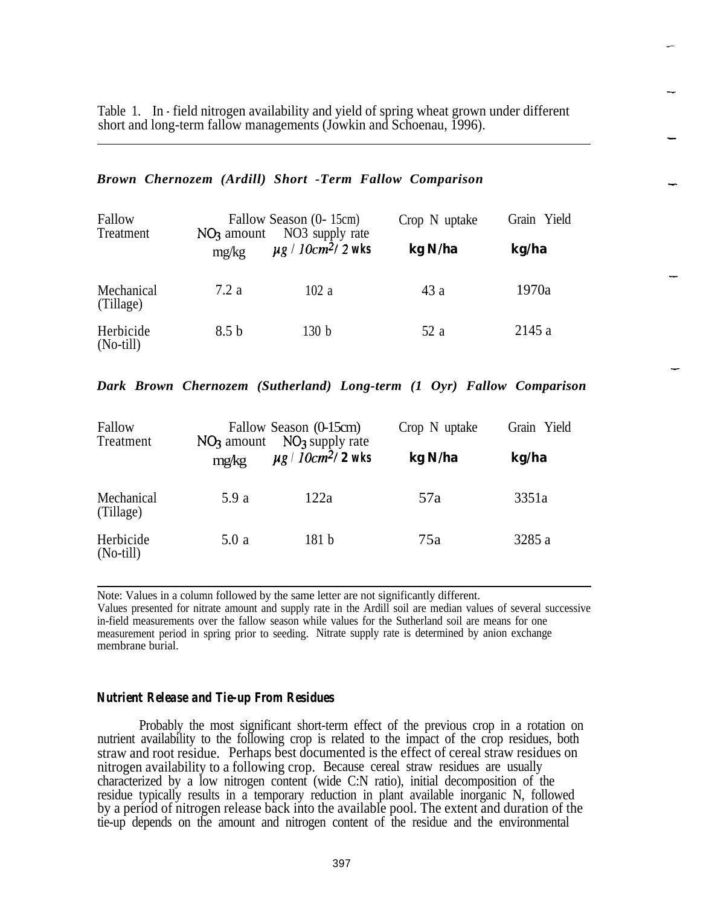Table 1. In - field nitrogen availability and yield of spring wheat grown under different short and long-term fallow managements (Jowkin and Schoenau, 1996).

***Brown Chernozem (Ardill) Short -Term Fallow Comparison***

| Fallow Treatment | Fallow Season (0- 15cm) $NO_3$ amount mg/kg | $NO_3$ supply rate $\mu g$ / $10cm^2$/ 2 wks | Crop N uptake kg N/ha | Grain Yield kg/ha |
|---|---|---|---|---|
| Mechanical (Tillage) | 7.2 a | 102 a | 43 a | 1970a |
| Herbicide (No-till) | 8.5 b | 130 b | 52 a | 2145 a |

***Dark Brown Chernozem (Sutherland) Long-term (1 Oyr) Fallow Comparison***

| Fallow Treatment | Fallow Season (0-15cm) $NO_3$ amount mg/kg | $NO_3$ supply rate $\mu g$ / $10cm^2$/ 2 wks | Crop N uptake kg N/ha | Grain Yield kg/ha |
|---|---|---|---|---|
| Mechanical (Tillage) | 5.9 a | 122a | 57a | 3351a |
| Herbicide (No-till) | 5.0 a | 181 b | 75a | 3285 a |

Note: Values in a column followed by the same letter are not significantly different.
Values presented for nitrate amount and supply rate in the Ardill soil are median values of several successive in-field measurements over the fallow season while values for the Sutherland soil are means for one measurement period in spring prior to seeding. Nitrate supply rate is determined by anion exchange membrane burial.

### *Nutrient Release and Tie-up From Residues*

Probably the most significant short-term effect of the previous crop in a rotation on nutrient availability to the following crop is related to the impact of the crop residues, both straw and root residue. Perhaps best documented is the effect of cereal straw residues on nitrogen availability to a following crop. Because cereal straw residues are usually characterized by a low nitrogen content (wide C:N ratio), initial decomposition of the residue typically results in a temporary reduction in plant available inorganic N, followed by a period of nitrogen release back into the available pool. The extent and duration of the tie-up depends on the amount and nitrogen content of the residue and the environmental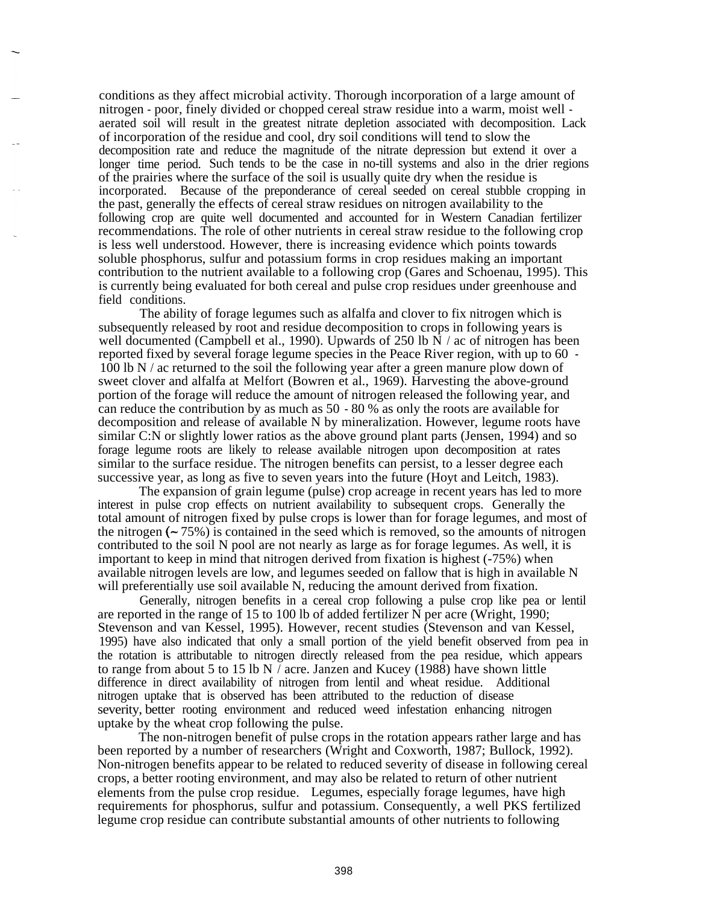conditions as they affect microbial activity. Thorough incorporation of a large amount of nitrogen - poor, finely divided or chopped cereal straw residue into a warm, moist well - aerated soil will result in the greatest nitrate depletion associated with decomposition. Lack of incorporation of the residue and cool, dry soil conditions will tend to slow the decomposition rate and reduce the magnitude of the nitrate depression but extend it over a longer time period. Such tends to be the case in no-till systems and also in the drier regions of the prairies where the surface of the soil is usually quite dry when the residue is incorporated. Because of the preponderance of cereal seeded on cereal stubble cropping in the past, generally the effects of cereal straw residues on nitrogen availability to the following crop are quite well documented and accounted for in Western Canadian fertilizer recommendations. The role of other nutrients in cereal straw residue to the following crop is less well understood. However, there is increasing evidence which points towards soluble phosphorus, sulfur and potassium forms in crop residues making an important contribution to the nutrient available to a following crop (Gares and Schoenau, 1995). This is currently being evaluated for both cereal and pulse crop residues under greenhouse and field conditions.

The ability of forage legumes such as alfalfa and clover to fix nitrogen which is subsequently released by root and residue decomposition to crops in following years is well documented (Campbell et al., 1990). Upwards of 250 lb N / ac of nitrogen has been reported fixed by several forage legume species in the Peace River region, with up to 60 - 100 lb N / ac returned to the soil the following year after a green manure plow down of sweet clover and alfalfa at Melfort (Bowren et al., 1969). Harvesting the above-ground portion of the forage will reduce the amount of nitrogen released the following year, and can reduce the contribution by as much as 50 - 80 % as only the roots are available for decomposition and release of available N by mineralization. However, legume roots have similar C:N or slightly lower ratios as the above ground plant parts (Jensen, 1994) and so forage legume roots are likely to release available nitrogen upon decomposition at rates similar to the surface residue. The nitrogen benefits can persist, to a lesser degree each successive year, as long as five to seven years into the future (Hoyt and Leitch, 1983).

The expansion of grain legume (pulse) crop acreage in recent years has led to more interest in pulse crop effects on nutrient availability to subsequent crops. Generally the total amount of nitrogen fixed by pulse crops is lower than for forage legumes, and most of the nitrogen (~ 75%) is contained in the seed which is removed, so the amounts of nitrogen contributed to the soil N pool are not nearly as large as for forage legumes. As well, it is important to keep in mind that nitrogen derived from fixation is highest (-75%) when available nitrogen levels are low, and legumes seeded on fallow that is high in available N will preferentially use soil available N, reducing the amount derived from fixation.

Generally, nitrogen benefits in a cereal crop following a pulse crop like pea or lentil are reported in the range of 15 to 100 lb of added fertilizer N per acre (Wright, 1990; Stevenson and van Kessel, 1995). However, recent studies (Stevenson and van Kessel, 1995) have also indicated that only a small portion of the yield benefit observed from pea in the rotation is attributable to nitrogen directly released from the pea residue, which appears to range from about 5 to 15 lb N / acre. Janzen and Kucey (1988) have shown little difference in direct availability of nitrogen from lentil and wheat residue. Additional nitrogen uptake that is observed has been attributed to the reduction of disease severity, better rooting environment and reduced weed infestation enhancing nitrogen uptake by the wheat crop following the pulse.

The non-nitrogen benefit of pulse crops in the rotation appears rather large and has been reported by a number of researchers (Wright and Coxworth, 1987; Bullock, 1992). Non-nitrogen benefits appear to be related to reduced severity of disease in following cereal crops, a better rooting environment, and may also be related to return of other nutrient elements from the pulse crop residue. Legumes, especially forage legumes, have high requirements for phosphorus, sulfur and potassium. Consequently, a well PKS fertilized legume crop residue can contribute substantial amounts of other nutrients to following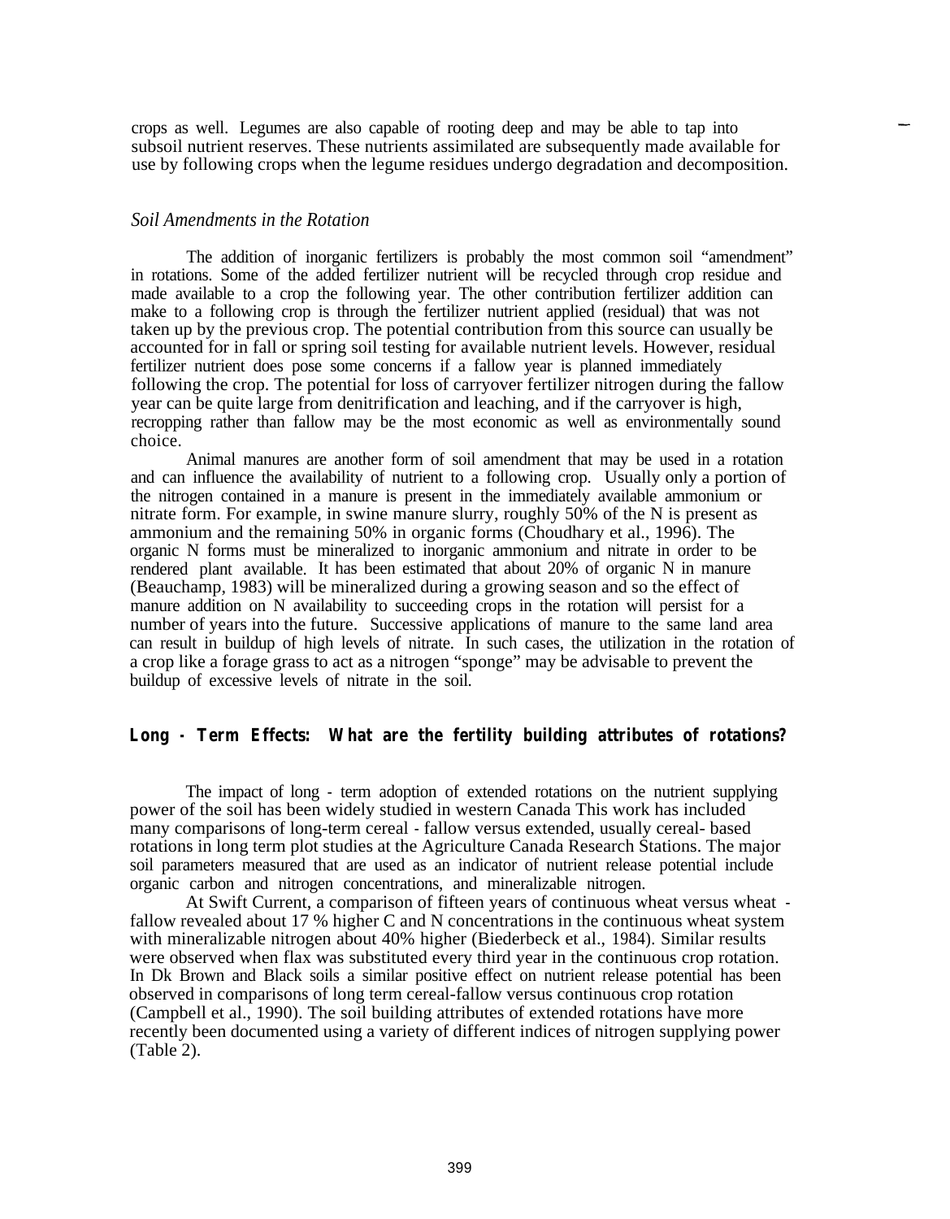crops as well. Legumes are also capable of rooting deep and may be able to tap into subsoil nutrient reserves. These nutrients assimilated are subsequently made available for use by following crops when the legume residues undergo degradation and decomposition.

### *Soil Amendments in the Rotation*

The addition of inorganic fertilizers is probably the most common soil “amendment” in rotations. Some of the added fertilizer nutrient will be recycled through crop residue and made available to a crop the following year. The other contribution fertilizer addition can make to a following crop is through the fertilizer nutrient applied (residual) that was not taken up by the previous crop. The potential contribution from this source can usually be accounted for in fall or spring soil testing for available nutrient levels. However, residual fertilizer nutrient does pose some concerns if a fallow year is planned immediately following the crop. The potential for loss of carryover fertilizer nitrogen during the fallow year can be quite large from denitrification and leaching, and if the carryover is high, recropping rather than fallow may be the most economic as well as environmentally sound choice.

Animal manures are another form of soil amendment that may be used in a rotation and can influence the availability of nutrient to a following crop. Usually only a portion of the nitrogen contained in a manure is present in the immediately available ammonium or nitrate form. For example, in swine manure slurry, roughly 50% of the N is present as ammonium and the remaining 50% in organic forms (Choudhary et al., 1996). The organic N forms must be mineralized to inorganic ammonium and nitrate in order to be rendered plant available. It has been estimated that about 20% of organic N in manure (Beauchamp, 1983) will be mineralized during a growing season and so the effect of manure addition on N availability to succeeding crops in the rotation will persist for a number of years into the future. Successive applications of manure to the same land area can result in buildup of high levels of nitrate. In such cases, the utilization in the rotation of a crop like a forage grass to act as a nitrogen “sponge” may be advisable to prevent the buildup of excessive levels of nitrate in the soil.

## **Long - Term Effects: What are the fertility building attributes of rotations?**

The impact of long - term adoption of extended rotations on the nutrient supplying power of the soil has been widely studied in western Canada This work has included many comparisons of long-term cereal - fallow versus extended, usually cereal- based rotations in long term plot studies at the Agriculture Canada Research Stations. The major soil parameters measured that are used as an indicator of nutrient release potential include organic carbon and nitrogen concentrations, and mineralizable nitrogen.

At Swift Current, a comparison of fifteen years of continuous wheat versus wheat - fallow revealed about 17 % higher C and N concentrations in the continuous wheat system with mineralizable nitrogen about 40% higher (Biederbeck et al., 1984). Similar results were observed when flax was substituted every third year in the continuous crop rotation. In Dk Brown and Black soils a similar positive effect on nutrient release potential has been observed in comparisons of long term cereal-fallow versus continuous crop rotation (Campbell et al., 1990). The soil building attributes of extended rotations have more recently been documented using a variety of different indices of nitrogen supplying power (Table 2).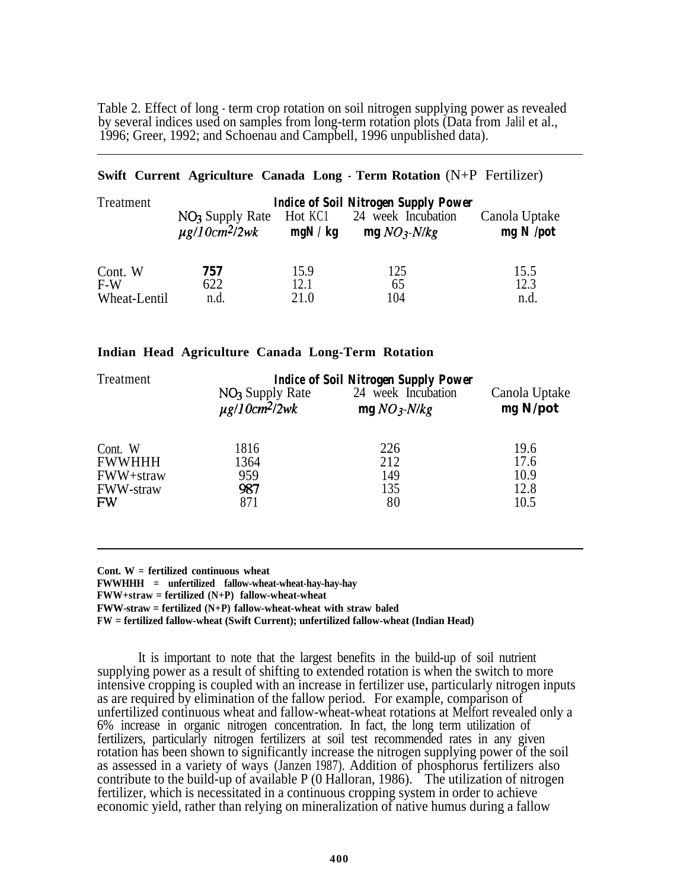Table 2. Effect of long - term crop rotation on soil nitrogen supplying power as revealed by several indices used on samples from long-term rotation plots (Data from Jalil et al., 1996; Greer, 1992; and Schoenau and Campbell, 1996 unpublished data).

**Swift Current Agriculture Canada Long - Term Rotation** (N+P Fertilizer)

| Treatment | Indice of Soil Nitrogen Supply Power | | | |
|---|---|---|---|---|
| | $NO_3$ Supply Rate $\mu g/10cm^2/2wk$ | Hot KCl mgN / kg | 24 week Incubation mg $NO_3$-N/kg | Canola Uptake mg N /pot |
| Cont. W | 757 | 15.9 | 125 | 15.5 |
| F-W | 622 | 12.1 | 65 | 12.3 |
| Wheat-Lentil | n.d. | 21.0 | 104 | n.d. |

**Indian Head Agriculture Canada Long-Term Rotation**

| Treatment | Indice of Soil Nitrogen Supply Power | | |
|---|---|---|---|
| | $NO_3$ Supply Rate $\mu g/10cm^2/2wk$ | 24 week Incubation mg $NO_3$-N/kg | Canola Uptake mg N/pot |
| Cont. W | 1816 | 226 | 19.6 |
| FWWHHH | 1364 | 212 | 17.6 |
| FWW+straw | 959 | 149 | 10.9 |
| FWW-straw | 987 | 135 | 12.8 |
| FW | 871 | 80 | 10.5 |

**Cont. W = fertilized continuous wheat**
**FWWHHH = unfertilized fallow-wheat-wheat-hay-hay-hay**
**FWW+straw = fertilized (N+P) fallow-wheat-wheat**
**FWW-straw = fertilized (N+P) fallow-wheat-wheat with straw baled**
**FW = fertilized fallow-wheat (Swift Current); unfertilized fallow-wheat (Indian Head)**

It is important to note that the largest benefits in the build-up of soil nutrient supplying power as a result of shifting to extended rotation is when the switch to more intensive cropping is coupled with an increase in fertilizer use, particularly nitrogen inputs as are required by elimination of the fallow period. For example, comparison of unfertilized continuous wheat and fallow-wheat-wheat rotations at Melfort revealed only a 6% increase in organic nitrogen concentration. In fact, the long term utilization of fertilizers, particularly nitrogen fertilizers at soil test recommended rates in any given rotation has been shown to significantly increase the nitrogen supplying power of the soil as assessed in a variety of ways (Janzen 1987). Addition of phosphorus fertilizers also contribute to the build-up of available P (0 Halloran, 1986). The utilization of nitrogen fertilizer, which is necessitated in a continuous cropping system in order to achieve economic yield, rather than relying on mineralization of native humus during a fallow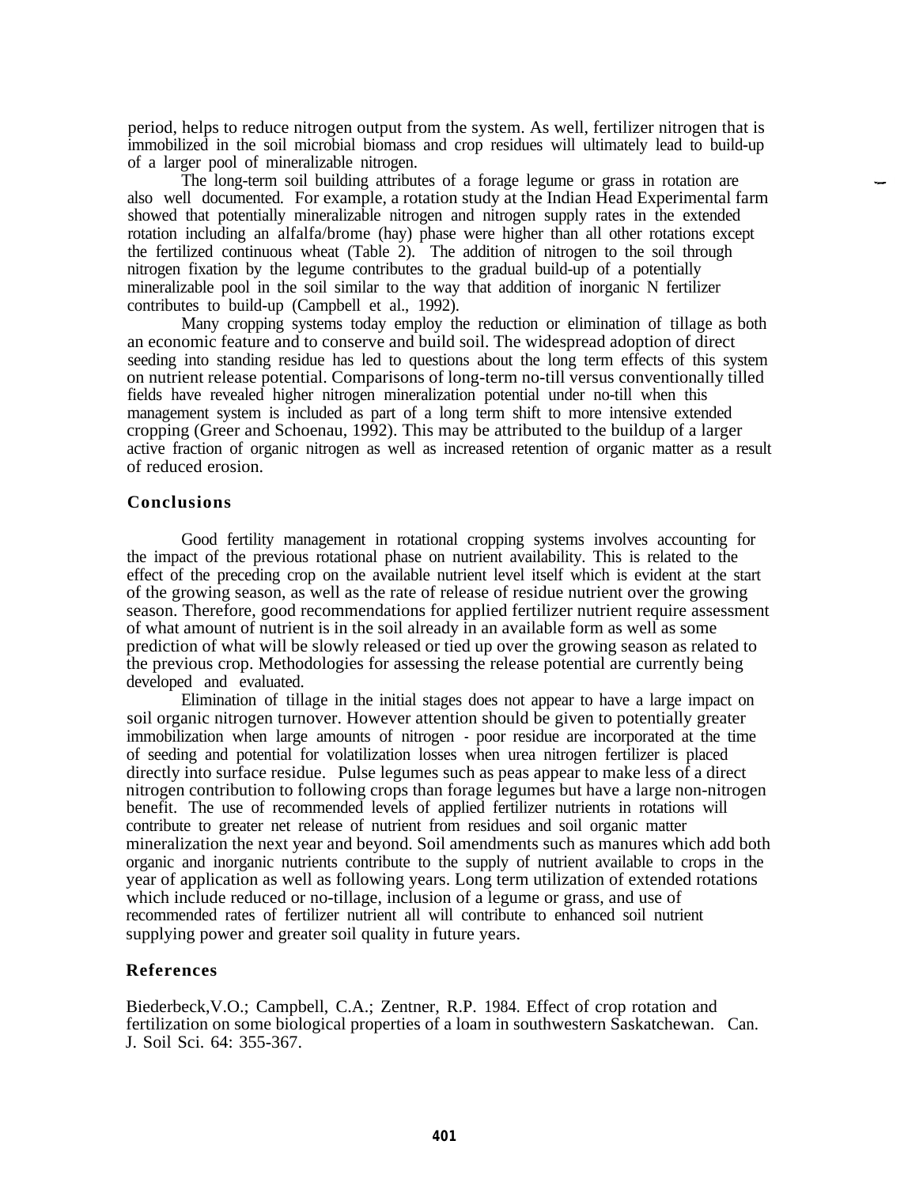period, helps to reduce nitrogen output from the system. As well, fertilizer nitrogen that is immobilized in the soil microbial biomass and crop residues will ultimately lead to build-up of a larger pool of mineralizable nitrogen.

The long-term soil building attributes of a forage legume or grass in rotation are also well documented. For example, a rotation study at the Indian Head Experimental farm showed that potentially mineralizable nitrogen and nitrogen supply rates in the extended rotation including an alfalfa/brome (hay) phase were higher than all other rotations except the fertilized continuous wheat (Table 2). The addition of nitrogen to the soil through nitrogen fixation by the legume contributes to the gradual build-up of a potentially mineralizable pool in the soil similar to the way that addition of inorganic N fertilizer contributes to build-up (Campbell et al., 1992).

Many cropping systems today employ the reduction or elimination of tillage as both an economic feature and to conserve and build soil. The widespread adoption of direct seeding into standing residue has led to questions about the long term effects of this system on nutrient release potential. Comparisons of long-term no-till versus conventionally tilled fields have revealed higher nitrogen mineralization potential under no-till when this management system is included as part of a long term shift to more intensive extended cropping (Greer and Schoenau, 1992). This may be attributed to the buildup of a larger active fraction of organic nitrogen as well as increased retention of organic matter as a result of reduced erosion.

## Conclusions

Good fertility management in rotational cropping systems involves accounting for the impact of the previous rotational phase on nutrient availability. This is related to the effect of the preceding crop on the available nutrient level itself which is evident at the start of the growing season, as well as the rate of release of residue nutrient over the growing season. Therefore, good recommendations for applied fertilizer nutrient require assessment of what amount of nutrient is in the soil already in an available form as well as some prediction of what will be slowly released or tied up over the growing season as related to the previous crop. Methodologies for assessing the release potential are currently being developed and evaluated.

Elimination of tillage in the initial stages does not appear to have a large impact on soil organic nitrogen turnover. However attention should be given to potentially greater immobilization when large amounts of nitrogen - poor residue are incorporated at the time of seeding and potential for volatilization losses when urea nitrogen fertilizer is placed directly into surface residue. Pulse legumes such as peas appear to make less of a direct nitrogen contribution to following crops than forage legumes but have a large non-nitrogen benefit. The use of recommended levels of applied fertilizer nutrients in rotations will contribute to greater net release of nutrient from residues and soil organic matter mineralization the next year and beyond. Soil amendments such as manures which add both organic and inorganic nutrients contribute to the supply of nutrient available to crops in the year of application as well as following years. Long term utilization of extended rotations which include reduced or no-tillage, inclusion of a legume or grass, and use of recommended rates of fertilizer nutrient all will contribute to enhanced soil nutrient supplying power and greater soil quality in future years.

## References

Biederbeck,V.O.; Campbell, C.A.; Zentner, R.P. 1984. Effect of crop rotation and fertilization on some biological properties of a loam in southwestern Saskatchewan. Can. J. Soil Sci. 64: 355-367.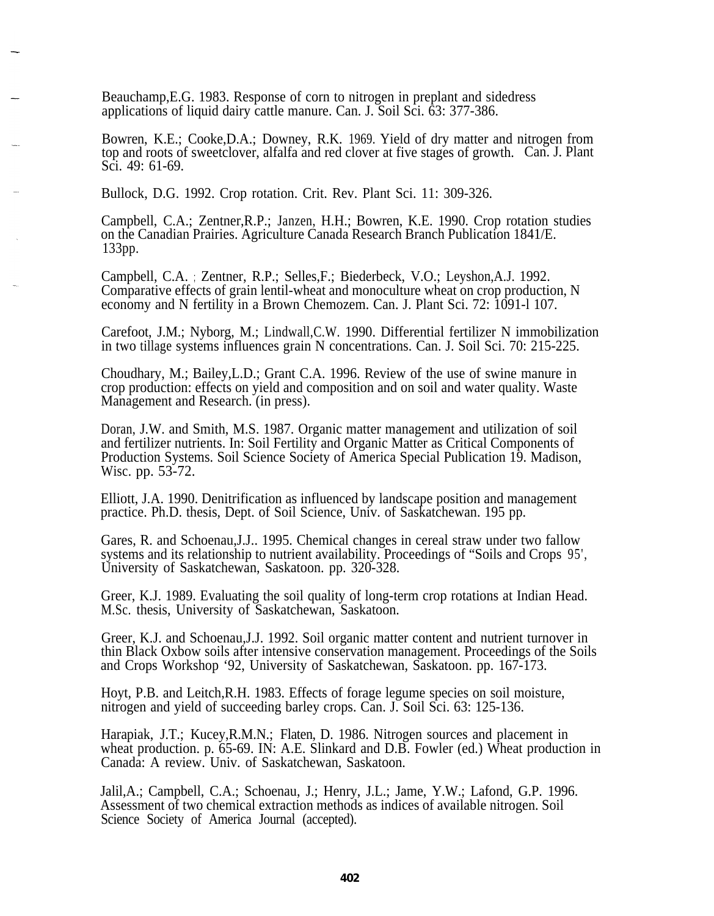Beauchamp,E.G. 1983. Response of corn to nitrogen in preplant and sidedress applications of liquid dairy cattle manure. Can. J. Soil Sci. 63: 377-386.

Bowren, K.E.; Cooke,D.A.; Downey, R.K. 1969. Yield of dry matter and nitrogen from top and roots of sweetclover, alfalfa and red clover at five stages of growth. Can. J. Plant Sci. 49: 61-69.

Bullock, D.G. 1992. Crop rotation. Crit. Rev. Plant Sci. 11: 309-326.

Campbell, C.A.; Zentner,R.P.; Janzen, H.H.; Bowren, K.E. 1990. Crop rotation studies on the Canadian Prairies. Agriculture Canada Research Branch Publication 1841/E. 133pp.

Campbell, C.A. ; Zentner, R.P.; Selles,F.; Biederbeck, V.O.; Leyshon,A.J. 1992. Comparative effects of grain lentil-wheat and monoculture wheat on crop production, N economy and N fertility in a Brown Chemozem. Can. J. Plant Sci. 72: 1091-l 107.

Carefoot, J.M.; Nyborg, M.; Lindwall,C.W. 1990. Differential fertilizer N immobilization in two tillage systems influences grain N concentrations. Can. J. Soil Sci. 70: 215-225.

Choudhary, M.; Bailey,L.D.; Grant C.A. 1996. Review of the use of swine manure in crop production: effects on yield and composition and on soil and water quality. Waste Management and Research. (in press).

Doran, J.W. and Smith, M.S. 1987. Organic matter management and utilization of soil and fertilizer nutrients. In: Soil Fertility and Organic Matter as Critical Components of Production Systems. Soil Science Society of America Special Publication 19. Madison, Wisc. pp. 53-72.

Elliott, J.A. 1990. Denitrification as influenced by landscape position and management practice. Ph.D. thesis, Dept. of Soil Science, Univ. of Saskatchewan. 195 pp.

Gares, R. and Schoenau,J.J.. 1995. Chemical changes in cereal straw under two fallow systems and its relationship to nutrient availability. Proceedings of "Soils and Crops 95', University of Saskatchewan, Saskatoon. pp. 320-328.

Greer, K.J. 1989. Evaluating the soil quality of long-term crop rotations at Indian Head. M.Sc. thesis, University of Saskatchewan, Saskatoon.

Greer, K.J. and Schoenau,J.J. 1992. Soil organic matter content and nutrient turnover in thin Black Oxbow soils after intensive conservation management. Proceedings of the Soils and Crops Workshop '92, University of Saskatchewan, Saskatoon. pp. 167-173.

Hoyt, P.B. and Leitch,R.H. 1983. Effects of forage legume species on soil moisture, nitrogen and yield of succeeding barley crops. Can. J. Soil Sci. 63: 125-136.

Harapiak, J.T.; Kucey,R.M.N.; Flaten, D. 1986. Nitrogen sources and placement in wheat production. p. 65-69. IN: A.E. Slinkard and D.B. Fowler (ed.) Wheat production in Canada: A review. Univ. of Saskatchewan, Saskatoon.

Jalil,A.; Campbell, C.A.; Schoenau, J.; Henry, J.L.; Jame, Y.W.; Lafond, G.P. 1996. Assessment of two chemical extraction methods as indices of available nitrogen. Soil Science Society of America Journal (accepted).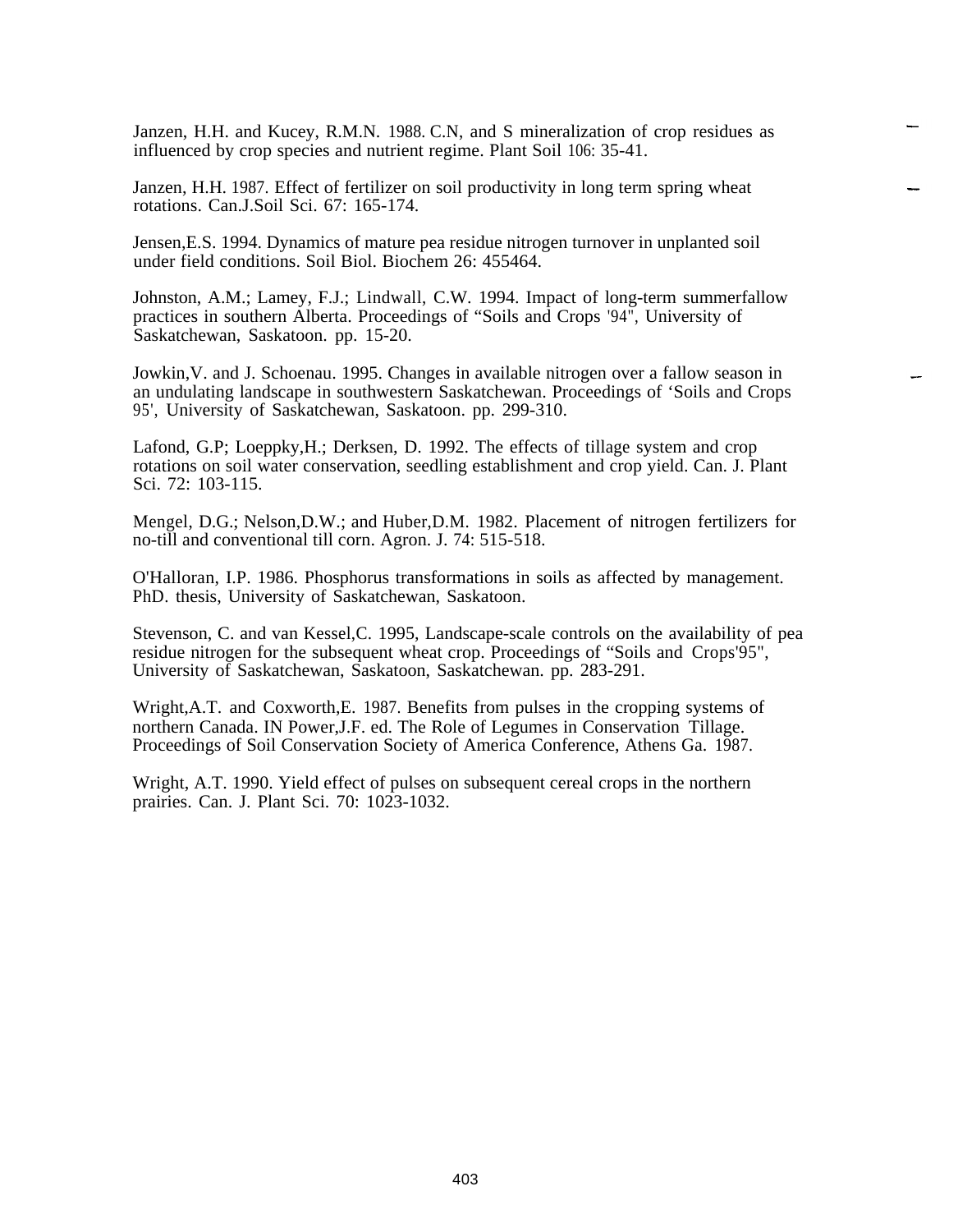Janzen, H.H. and Kucey, R.M.N. 1988. C.N, and S mineralization of crop residues as influenced by crop species and nutrient regime. Plant Soil 106: 35-41.

Janzen, H.H. 1987. Effect of fertilizer on soil productivity in long term spring wheat rotations. Can.J.Soil Sci. 67: 165-174.

Jensen,E.S. 1994. Dynamics of mature pea residue nitrogen turnover in unplanted soil under field conditions. Soil Biol. Biochem 26: 455464.

Johnston, A.M.; Lamey, F.J.; Lindwall, C.W. 1994. Impact of long-term summerfallow practices in southern Alberta. Proceedings of "Soils and Crops '94", University of Saskatchewan, Saskatoon. pp. 15-20.

Jowkin,V. and J. Schoenau. 1995. Changes in available nitrogen over a fallow season in an undulating landscape in southwestern Saskatchewan. Proceedings of 'Soils and Crops 95', University of Saskatchewan, Saskatoon. pp. 299-310.

Lafond, G.P; Loeppky,H.; Derksen, D. 1992. The effects of tillage system and crop rotations on soil water conservation, seedling establishment and crop yield. Can. J. Plant Sci. 72: 103-115.

Mengel, D.G.; Nelson,D.W.; and Huber,D.M. 1982. Placement of nitrogen fertilizers for no-till and conventional till corn. Agron. J. 74: 515-518.

O'Halloran, I.P. 1986. Phosphorus transformations in soils as affected by management. PhD. thesis, University of Saskatchewan, Saskatoon.

Stevenson, C. and van Kessel,C. 1995, Landscape-scale controls on the availability of pea residue nitrogen for the subsequent wheat crop. Proceedings of "Soils and Crops'95", University of Saskatchewan, Saskatoon, Saskatchewan. pp. 283-291.

Wright,A.T. and Coxworth,E. 1987. Benefits from pulses in the cropping systems of northern Canada. IN Power,J.F. ed. The Role of Legumes in Conservation Tillage. Proceedings of Soil Conservation Society of America Conference, Athens Ga. 1987.

Wright, A.T. 1990. Yield effect of pulses on subsequent cereal crops in the northern prairies. Can. J. Plant Sci. 70: 1023-1032.